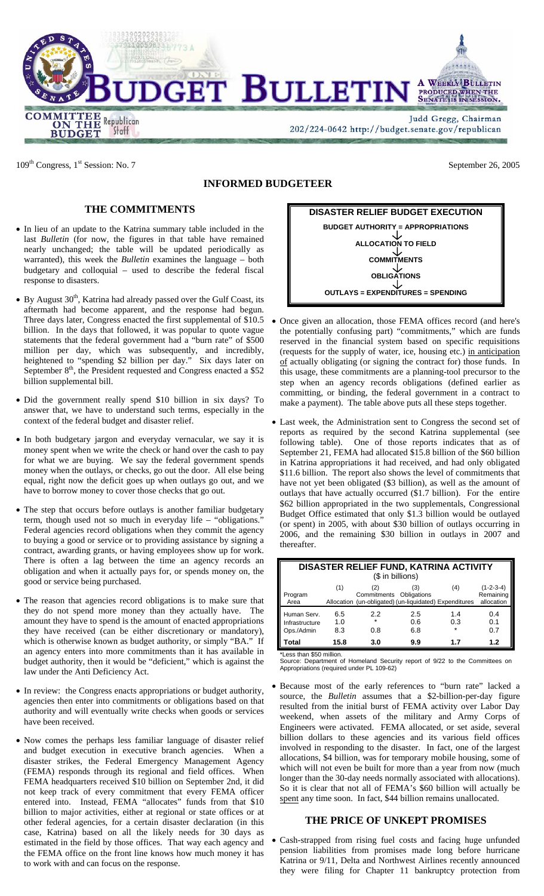# BUDGET BULLETIN

A WEEKLY BULLETIN PRODUCED WHEN THE SENATE IS IN SESSION.

COMMITTEE ON THE BUDGET Republican Staff

Judd Gregg, Chairman

202/224-0642 http://budget.senate.gov/republican

109[th] Congress, 1[st] Session: No. 7

September 26, 2005

## INFORMED BUDGETEER

### THE COMMITMENTS

- In lieu of an update to the Katrina summary table included in the last *Bulletin* (for now, the figures in that table have remained nearly unchanged; the table will be updated periodically as warranted), this week the *Bulletin* examines the language – both budgetary and colloquial – used to describe the federal fiscal response to disasters.

- By August 30[th], Katrina had already passed over the Gulf Coast, its aftermath had become apparent, and the response had begun. Three days later, Congress enacted the first supplemental of $10.5 billion. In the days that followed, it was popular to quote vague statements that the federal government had a "burn rate" of $500 million per day, which was subsequently, and incredibly, heightened to "spending $2 billion per day." Six days later on September 8[th], the President requested and Congress enacted a $52 billion supplemental bill.

- Did the government really spend $10 billion in six days? To answer that, we have to understand such terms, especially in the context of the federal budget and disaster relief.

- In both budgetary jargon and everyday vernacular, we say it is money spent when we write the check or hand over the cash to pay for what we are buying. We say the federal government spends money when the outlays, or checks, go out the door. All else being equal, right now the deficit goes up when outlays go out, and we have to borrow money to cover those checks that go out.

- The step that occurs before outlays is another familiar budgetary term, though used not so much in everyday life – "obligations." Federal agencies record obligations when they commit the agency to buying a good or service or to providing assistance by signing a contract, awarding grants, or having employees show up for work. There is often a lag between the time an agency records an obligation and when it actually pays for, or spends money on, the good or service being purchased.

- The reason that agencies record obligations is to make sure that they do not spend more money than they actually have. The amount they have to spend is the amount of enacted appropriations they have received (can be either discretionary or mandatory), which is otherwise known as budget authority, or simply "BA." If an agency enters into more commitments than it has available in budget authority, then it would be "deficient," which is against the law under the Anti Deficiency Act.

- In review: the Congress enacts appropriations or budget authority, agencies then enter into commitments or obligations based on that authority and will eventually write checks when goods or services have been received.

- Now comes the perhaps less familiar language of disaster relief and budget execution in executive branch agencies. When a disaster strikes, the Federal Emergency Management Agency (FEMA) responds through its regional and field offices. When FEMA headquarters received $10 billion on September 2nd, it did not keep track of every commitment that every FEMA officer entered into. Instead, FEMA "allocates" funds from that $10 billion to major activities, either at regional or state offices or at other federal agencies, for a certain disaster declaration (in this case, Katrina) based on all the likely needs for 30 days as estimated in the field by those offices. That way each agency and the FEMA office on the front line knows how much money it has to work with and can focus on the response.

**DISASTER RELIEF BUDGET EXECUTION**

**BUDGET AUTHORITY = APPROPRIATIONS**
↓
**ALLOCATION TO FIELD**
↓
**COMMITMENTS**
↓
**OBLIGATIONS**
↓
**OUTLAYS = EXPENDITURES = SPENDING**

- Once given an allocation, those FEMA offices record (and here's the potentially confusing part) "commitments," which are funds reserved in the financial system based on specific requisitions (requests for the supply of water, ice, housing etc.) in anticipation of actually obligating (or signing the contract for) those funds. In this usage, these commitments are a planning-tool precursor to the step when an agency records obligations (defined earlier as committing, or binding, the federal government in a contract to make a payment). The table above puts all these steps together.

- Last week, the Administration sent to Congress the second set of reports as required by the second Katrina supplemental (see following table). One of those reports indicates that as of September 21, FEMA had allocated $15.8 billion of the $60 billion in Katrina appropriations it had received, and had only obligated $11.6 billion. The report also shows the level of commitments that have not yet been obligated ($3 billion), as well as the amount of outlays that have actually occurred ($1.7 billion). For the entire $62 billion appropriated in the two supplementals, Congressional Budget Office estimated that only $1.3 billion would be outlayed (or spent) in 2005, with about $30 billion of outlays occurring in 2006, and the remaining $30 billion in outlays in 2007 and thereafter.

**DISASTER RELIEF FUND, KATRINA ACTIVITY**
($ in billions)

| Program Area | (1) Allocation | (2) Commitments (un-obligated) | (3) Obligations (un-liquidated) | (4) Expenditures | (1-2-3-4) Remaining allocation |
|---|---|---|---|---|---|
| Human Serv. | 6.5 | 2.2 | 2.5 | 1.4 | 0.4 |
| Infrastructure | 1.0 | * | 0.6 | 0.3 | 0.1 |
| Ops./Admin | 8.3 | 0.8 | 6.8 | * | 0.7 |
| **Total** | **15.8** | **3.0** | **9.9** | **1.7** | **1.2** |

*Less than $50 million.

Source: Department of Homeland Security report of 9/22 to the Committees on Appropriations (required under PL 109-62)

- Because most of the early references to "burn rate" lacked a source, the *Bulletin* assumes that a $2-billion-per-day figure resulted from the initial burst of FEMA activity over Labor Day weekend, when assets of the military and Army Corps of Engineers were activated. FEMA allocated, or set aside, several billion dollars to these agencies and its various field offices involved in responding to the disaster. In fact, one of the largest allocations, $4 billion, was for temporary mobile housing, some of which will not even be built for more than a year from now (much longer than the 30-day needs normally associated with allocations). So it is clear that not all of FEMA's $60 billion will actually be spent any time soon. In fact, $44 billion remains unallocated.

### THE PRICE OF UNKEPT PROMISES

- Cash-strapped from rising fuel costs and facing huge unfunded pension liabilities from promises made long before hurricane Katrina or 9/11, Delta and Northwest Airlines recently announced they were filing for Chapter 11 bankruptcy protection from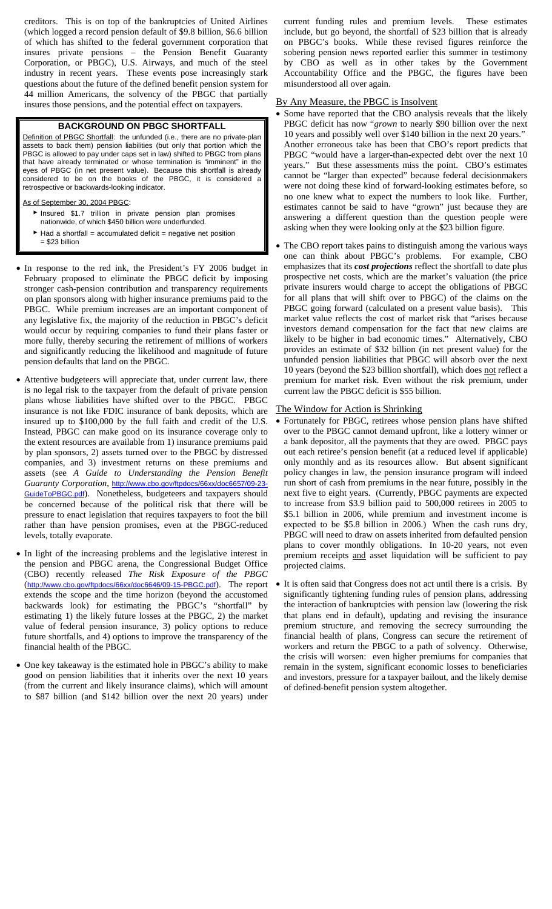creditors. This is on top of the bankruptcies of United Airlines (which logged a record pension default of $9.8 billion, $6.6 billion of which has shifted to the federal government corporation that insures private pensions – the Pension Benefit Guaranty Corporation, or PBGC), U.S. Airways, and much of the steel industry in recent years. These events pose increasingly stark questions about the future of the defined benefit pension system for 44 million Americans, the solvency of the PBGC that partially insures those pensions, and the potential effect on taxpayers.

**BACKGROUND ON PBGC SHORTFALL**

Definition of PBGC Shortfall: the unfunded (i.e., there are no private-plan assets to back them) pension liabilities (but only that portion which the PBGC is allowed to pay under caps set in law) shifted to PBGC from plans that have already terminated or whose termination is "imminent" in the eyes of PBGC (in net present value). Because this shortfall is already considered to be on the books of the PBGC, it is considered a retrospective or backwards-looking indicator.

As of September 30, 2004 PBGC:

- Insured $1.7 trillion in private pension plan promises nationwide, of which $450 billion were underfunded.
- Had a shortfall = accumulated deficit = negative net position = $23 billion

- In response to the red ink, the President's FY 2006 budget in February proposed to eliminate the PBGC deficit by imposing stronger cash-pension contribution and transparency requirements on plan sponsors along with higher insurance premiums paid to the PBGC. While premium increases are an important component of any legislative fix, the majority of the reduction in PBGC's deficit would occur by requiring companies to fund their plans faster or more fully, thereby securing the retirement of millions of workers and significantly reducing the likelihood and magnitude of future pension defaults that land on the PBGC.

- Attentive budgeteers will appreciate that, under current law, there is no legal risk to the taxpayer from the default of private pension plans whose liabilities have shifted over to the PBGC. PBGC insurance is not like FDIC insurance of bank deposits, which are insured up to $100,000 by the full faith and credit of the U.S. Instead, PBGC can make good on its insurance coverage only to the extent resources are available from 1) insurance premiums paid by plan sponsors, 2) assets turned over to the PBGC by distressed companies, and 3) investment returns on these premiums and assets (see *A Guide to Understanding the Pension Benefit Guaranty Corporation*, http://www.cbo.gov/ftpdocs/66xx/doc6657/09-23-GuideToPBGC.pdf). Nonetheless, budgeteers and taxpayers should be concerned because of the political risk that there will be pressure to enact legislation that requires taxpayers to foot the bill rather than have pension promises, even at the PBGC-reduced levels, totally evaporate.

- In light of the increasing problems and the legislative interest in the pension and PBGC arena, the Congressional Budget Office (CBO) recently released *The Risk Exposure of the PBGC* (http://www.cbo.gov/ftpdocs/66xx/doc6646/09-15-PBGC.pdf). The report extends the scope and the time horizon (beyond the accustomed backwards look) for estimating the PBGC's "shortfall" by estimating 1) the likely future losses at the PBGC, 2) the market value of federal pension insurance, 3) policy options to reduce future shortfalls, and 4) options to improve the transparency of the financial health of the PBGC.

- One key takeaway is the estimated hole in PBGC's ability to make good on pension liabilities that it inherits over the next 10 years (from the current and likely insurance claims), which will amount to $87 billion (and $142 billion over the next 20 years) under current funding rules and premium levels. These estimates include, but go beyond, the shortfall of $23 billion that is already on PBGC's books. While these revised figures reinforce the sobering pension news reported earlier this summer in testimony by CBO as well as in other takes by the Government Accountability Office and the PBGC, the figures have been misunderstood all over again.

## By Any Measure, the PBGC is Insolvent

- Some have reported that the CBO analysis reveals that the likely PBGC deficit has now "*grown* to nearly $90 billion over the next 10 years and possibly well over $140 billion in the next 20 years." Another erroneous take has been that CBO's report predicts that PBGC "would have a larger-than-expected debt over the next 10 years." But these assessments miss the point. CBO's estimates cannot be "larger than expected" because federal decisionmakers were not doing these kind of forward-looking estimates before, so no one knew what to expect the numbers to look like. Further, estimates cannot be said to have "grown" just because they are answering a different question than the question people were asking when they were looking only at the $23 billion figure.

- The CBO report takes pains to distinguish among the various ways one can think about PBGC's problems. For example, CBO emphasizes that its ***cost projections*** reflect the shortfall to date plus prospective net costs, which are the market's valuation (the price private insurers would charge to accept the obligations of PBGC for all plans that will shift over to PBGC) of the claims on the PBGC going forward (calculated on a present value basis). This market value reflects the cost of market risk that "arises because investors demand compensation for the fact that new claims are likely to be higher in bad economic times." Alternatively, CBO provides an estimate of $32 billion (in net present value) for the unfunded pension liabilities that PBGC will absorb over the next 10 years (beyond the $23 billion shortfall), which does not reflect a premium for market risk. Even without the risk premium, under current law the PBGC deficit is $55 billion.

## The Window for Action is Shrinking

- Fortunately for PBGC, retirees whose pension plans have shifted over to the PBGC cannot demand upfront, like a lottery winner or a bank depositor, all the payments that they are owed. PBGC pays out each retiree's pension benefit (at a reduced level if applicable) only monthly and as its resources allow. But absent significant policy changes in law, the pension insurance program will indeed run short of cash from premiums in the near future, possibly in the next five to eight years. (Currently, PBGC payments are expected to increase from $3.9 billion paid to 500,000 retirees in 2005 to $5.1 billion in 2006, while premium and investment income is expected to be $5.8 billion in 2006.) When the cash runs dry, PBGC will need to draw on assets inherited from defaulted pension plans to cover monthly obligations. In 10-20 years, not even premium receipts and asset liquidation will be sufficient to pay projected claims.

- It is often said that Congress does not act until there is a crisis. By significantly tightening funding rules of pension plans, addressing the interaction of bankruptcies with pension law (lowering the risk that plans end in default), updating and revising the insurance premium structure, and removing the secrecy surrounding the financial health of plans, Congress can secure the retirement of workers and return the PBGC to a path of solvency. Otherwise, the crisis will worsen: even higher premiums for companies that remain in the system, significant economic losses to beneficiaries and investors, pressure for a taxpayer bailout, and the likely demise of defined-benefit pension system altogether.